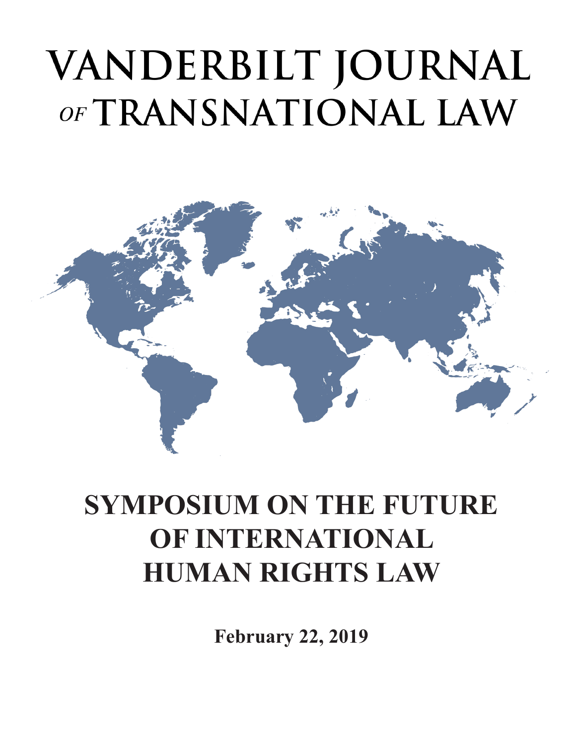# VANDERBILT JOURNAL *OF* TRANSNATIONAL LAW

## SYMPOSIUM ON THE FUTURE OF INTERNATIONAL HUMAN RIGHTS LAW

**February 22, 2019**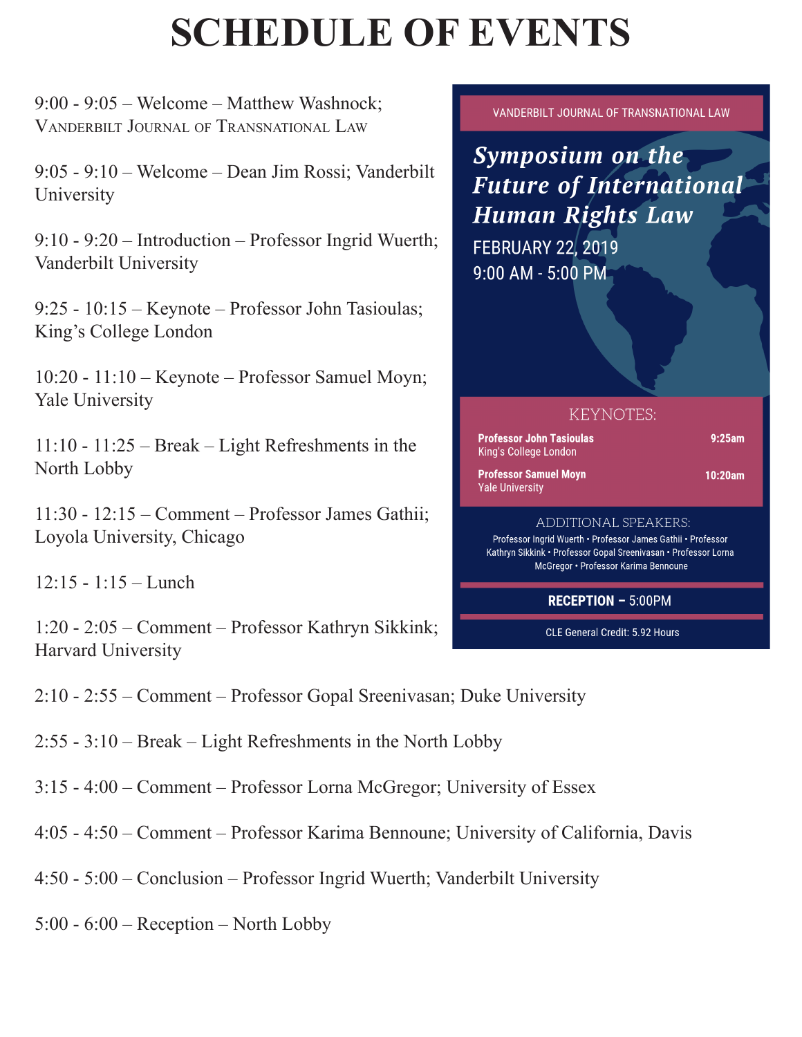# SCHEDULE OF EVENTS

9:00 - 9:05 – Welcome – Matthew Washnock; Vanderbilt Journal of Transnational Law

9:05 - 9:10 – Welcome – Dean Jim Rossi; Vanderbilt University

9:10 - 9:20 – Introduction – Professor Ingrid Wuerth; Vanderbilt University

9:25 - 10:15 – Keynote – Professor John Tasioulas; King's College London

10:20 - 11:10 – Keynote – Professor Samuel Moyn; Yale University

11:10 - 11:25 – Break – Light Refreshments in the North Lobby

11:30 - 12:15 – Comment – Professor James Gathii; Loyola University, Chicago

12:15 - 1:15 – Lunch

1:20 - 2:05 – Comment – Professor Kathryn Sikkink; Harvard University

2:10 - 2:55 – Comment – Professor Gopal Sreenivasan; Duke University

2:55 - 3:10 – Break – Light Refreshments in the North Lobby

3:15 - 4:00 – Comment – Professor Lorna McGregor; University of Essex

4:05 - 4:50 – Comment – Professor Karima Bennoune; University of California, Davis

4:50 - 5:00 – Conclusion – Professor Ingrid Wuerth; Vanderbilt University

5:00 - 6:00 – Reception – North Lobby

VANDERBILT JOURNAL OF TRANSNATIONAL LAW

***Symposium on the Future of International Human Rights Law***

FEBRUARY 22, 2019
9:00 AM - 5:00 PM

KEYNOTES:

**Professor John Tasioulas** — **9:25am**
King's College London

**Professor Samuel Moyn** — **10:20am**
Yale University

ADDITIONAL SPEAKERS:

Professor Ingrid Wuerth • Professor James Gathii • Professor Kathryn Sikkink • Professor Gopal Sreenivasan • Professor Lorna McGregor • Professor Karima Bennoune

**RECEPTION –** 5:00PM

CLE General Credit: 5.92 Hours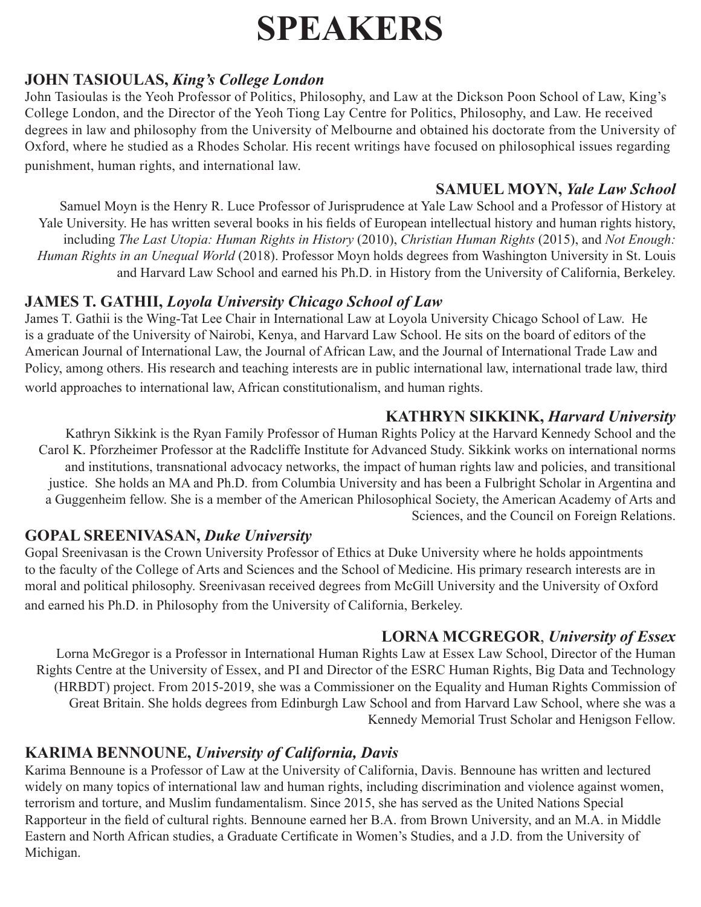# SPEAKERS

## JOHN TASIOULAS, *King's College London*

John Tasioulas is the Yeoh Professor of Politics, Philosophy, and Law at the Dickson Poon School of Law, King's College London, and the Director of the Yeoh Tiong Lay Centre for Politics, Philosophy, and Law. He received degrees in law and philosophy from the University of Melbourne and obtained his doctorate from the University of Oxford, where he studied as a Rhodes Scholar. His recent writings have focused on philosophical issues regarding punishment, human rights, and international law.

## SAMUEL MOYN, *Yale Law School*

Samuel Moyn is the Henry R. Luce Professor of Jurisprudence at Yale Law School and a Professor of History at Yale University. He has written several books in his fields of European intellectual history and human rights history, including *The Last Utopia: Human Rights in History* (2010), *Christian Human Rights* (2015), and *Not Enough: Human Rights in an Unequal World* (2018). Professor Moyn holds degrees from Washington University in St. Louis and Harvard Law School and earned his Ph.D. in History from the University of California, Berkeley.

## JAMES T. GATHII, *Loyola University Chicago School of Law*

James T. Gathii is the Wing-Tat Lee Chair in International Law at Loyola University Chicago School of Law. He is a graduate of the University of Nairobi, Kenya, and Harvard Law School. He sits on the board of editors of the American Journal of International Law, the Journal of African Law, and the Journal of International Trade Law and Policy, among others. His research and teaching interests are in public international law, international trade law, third world approaches to international law, African constitutionalism, and human rights.

## KATHRYN SIKKINK, *Harvard University*

Kathryn Sikkink is the Ryan Family Professor of Human Rights Policy at the Harvard Kennedy School and the Carol K. Pforzheimer Professor at the Radcliffe Institute for Advanced Study. Sikkink works on international norms and institutions, transnational advocacy networks, the impact of human rights law and policies, and transitional justice. She holds an MA and Ph.D. from Columbia University and has been a Fulbright Scholar in Argentina and a Guggenheim fellow. She is a member of the American Philosophical Society, the American Academy of Arts and Sciences, and the Council on Foreign Relations.

## GOPAL SREENIVASAN, *Duke University*

Gopal Sreenivasan is the Crown University Professor of Ethics at Duke University where he holds appointments to the faculty of the College of Arts and Sciences and the School of Medicine. His primary research interests are in moral and political philosophy. Sreenivasan received degrees from McGill University and the University of Oxford and earned his Ph.D. in Philosophy from the University of California, Berkeley.

## LORNA MCGREGOR, *University of Essex*

Lorna McGregor is a Professor in International Human Rights Law at Essex Law School, Director of the Human Rights Centre at the University of Essex, and PI and Director of the ESRC Human Rights, Big Data and Technology (HRBDT) project. From 2015-2019, she was a Commissioner on the Equality and Human Rights Commission of Great Britain. She holds degrees from Edinburgh Law School and from Harvard Law School, where she was a Kennedy Memorial Trust Scholar and Henigson Fellow.

## KARIMA BENNOUNE, *University of California, Davis*

Karima Bennoune is a Professor of Law at the University of California, Davis. Bennoune has written and lectured widely on many topics of international law and human rights, including discrimination and violence against women, terrorism and torture, and Muslim fundamentalism. Since 2015, she has served as the United Nations Special Rapporteur in the field of cultural rights. Bennoune earned her B.A. from Brown University, and an M.A. in Middle Eastern and North African studies, a Graduate Certificate in Women's Studies, and a J.D. from the University of Michigan.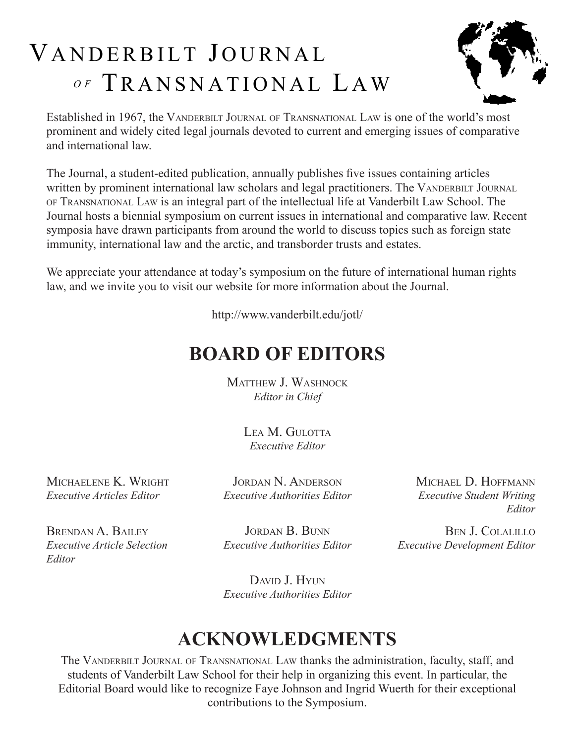# VANDERBILT JOURNAL *OF* TRANSNATIONAL LAW

Established in 1967, the VANDERBILT JOURNAL OF TRANSNATIONAL LAW is one of the world's most prominent and widely cited legal journals devoted to current and emerging issues of comparative and international law.

The Journal, a student-edited publication, annually publishes five issues containing articles written by prominent international law scholars and legal practitioners. The VANDERBILT JOURNAL OF TRANSNATIONAL LAW is an integral part of the intellectual life at Vanderbilt Law School. The Journal hosts a biennial symposium on current issues in international and comparative law. Recent symposia have drawn participants from around the world to discuss topics such as foreign state immunity, international law and the arctic, and transborder trusts and estates.

We appreciate your attendance at today's symposium on the future of international human rights law, and we invite you to visit our website for more information about the Journal.

http://www.vanderbilt.edu/jotl/

## BOARD OF EDITORS

MATTHEW J. WASHNOCK
*Editor in Chief*

LEA M. GULOTTA
*Executive Editor*

MICHAELENE K. WRIGHT
*Executive Articles Editor*

JORDAN N. ANDERSON
*Executive Authorities Editor*

MICHAEL D. HOFFMANN
*Executive Student Writing Editor*

BRENDAN A. BAILEY
*Executive Article Selection Editor*

JORDAN B. BUNN
*Executive Authorities Editor*

BEN J. COLALILLO
*Executive Development Editor*

DAVID J. HYUN
*Executive Authorities Editor*

## ACKNOWLEDGMENTS

The VANDERBILT JOURNAL OF TRANSNATIONAL LAW thanks the administration, faculty, staff, and students of Vanderbilt Law School for their help in organizing this event. In particular, the Editorial Board would like to recognize Faye Johnson and Ingrid Wuerth for their exceptional contributions to the Symposium.